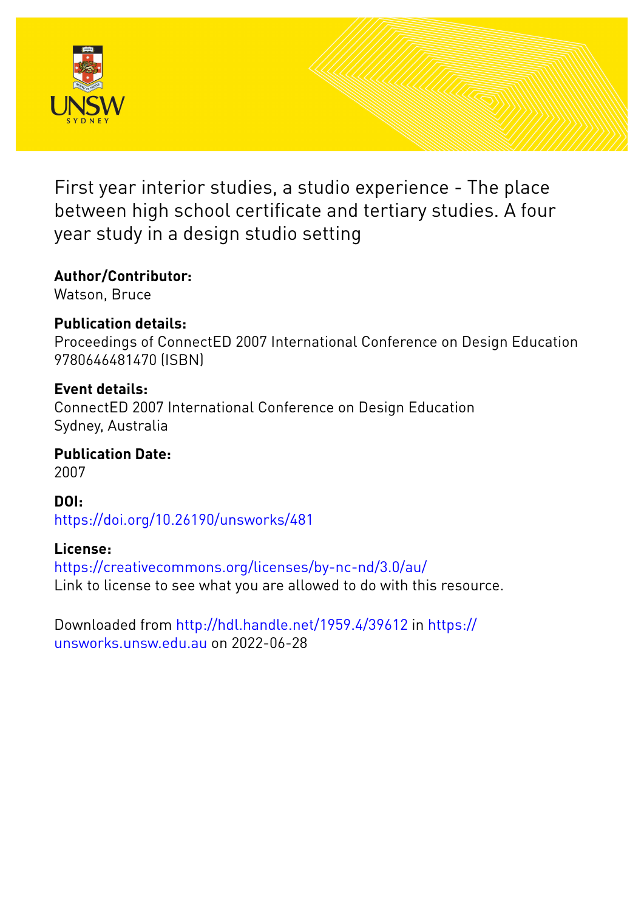# First year interior studies, a studio experience - The place between high school certificate and tertiary studies. A four year study in a design studio setting

**Author/Contributor:**
Watson, Bruce

**Publication details:**
Proceedings of ConnectED 2007 International Conference on Design Education
9780646481470 (ISBN)

**Event details:**
ConnectED 2007 International Conference on Design Education
Sydney, Australia

**Publication Date:**
2007

**DOI:**
https://doi.org/10.26190/unsworks/481

**License:**
https://creativecommons.org/licenses/by-nc-nd/3.0/au/
Link to license to see what you are allowed to do with this resource.

Downloaded from http://hdl.handle.net/1959.4/39612 in https://unsworks.unsw.edu.au on 2022-06-28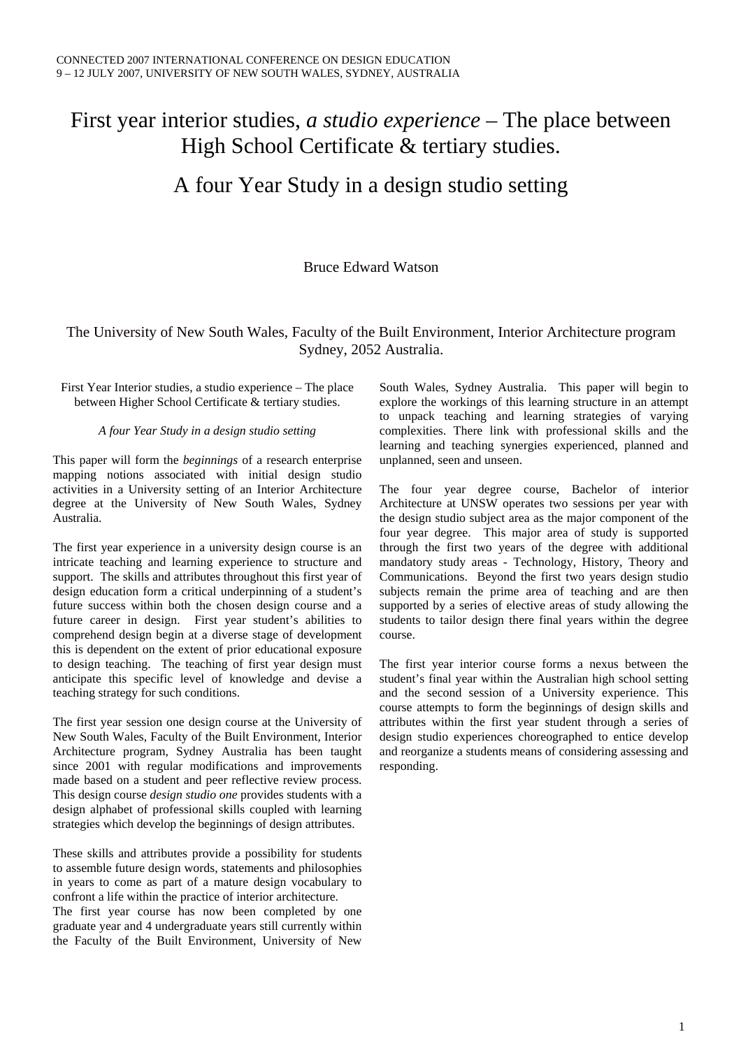# First year interior studies, *a studio experience* – The place between High School Certificate & tertiary studies.

# A four Year Study in a design studio setting

Bruce Edward Watson

The University of New South Wales, Faculty of the Built Environment, Interior Architecture program Sydney, 2052 Australia.

First Year Interior studies, a studio experience – The place between Higher School Certificate & tertiary studies.

*A four Year Study in a design studio setting*

This paper will form the *beginnings* of a research enterprise mapping notions associated with initial design studio activities in a University setting of an Interior Architecture degree at the University of New South Wales, Sydney Australia.

The first year experience in a university design course is an intricate teaching and learning experience to structure and support. The skills and attributes throughout this first year of design education form a critical underpinning of a student's future success within both the chosen design course and a future career in design. First year student's abilities to comprehend design begin at a diverse stage of development this is dependent on the extent of prior educational exposure to design teaching. The teaching of first year design must anticipate this specific level of knowledge and devise a teaching strategy for such conditions.

The first year session one design course at the University of New South Wales, Faculty of the Built Environment, Interior Architecture program, Sydney Australia has been taught since 2001 with regular modifications and improvements made based on a student and peer reflective review process. This design course *design studio one* provides students with a design alphabet of professional skills coupled with learning strategies which develop the beginnings of design attributes.

These skills and attributes provide a possibility for students to assemble future design words, statements and philosophies in years to come as part of a mature design vocabulary to confront a life within the practice of interior architecture.
The first year course has now been completed by one graduate year and 4 undergraduate years still currently within the Faculty of the Built Environment, University of New South Wales, Sydney Australia. This paper will begin to explore the workings of this learning structure in an attempt to unpack teaching and learning strategies of varying complexities. There link with professional skills and the learning and teaching synergies experienced, planned and unplanned, seen and unseen.

The four year degree course, Bachelor of interior Architecture at UNSW operates two sessions per year with the design studio subject area as the major component of the four year degree. This major area of study is supported through the first two years of the degree with additional mandatory study areas - Technology, History, Theory and Communications. Beyond the first two years design studio subjects remain the prime area of teaching and are then supported by a series of elective areas of study allowing the students to tailor design there final years within the degree course.

The first year interior course forms a nexus between the student's final year within the Australian high school setting and the second session of a University experience. This course attempts to form the beginnings of design skills and attributes within the first year student through a series of design studio experiences choreographed to entice develop and reorganize a students means of considering assessing and responding.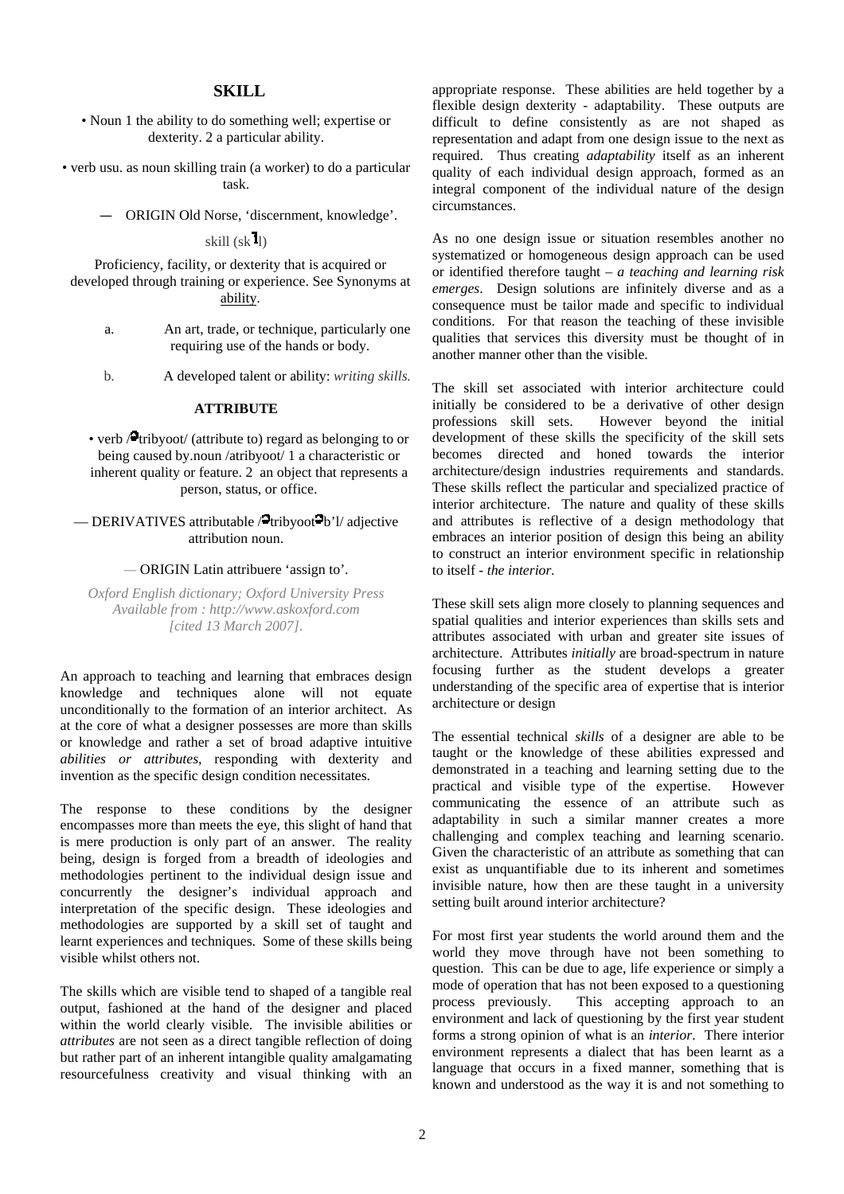## SKILL

• Noun 1 the ability to do something well; expertise or dexterity. 2 a particular ability.

• verb usu. as noun skilling train (a worker) to do a particular task.

— ORIGIN Old Norse, 'discernment, knowledge'.

skill (skĭl)

Proficiency, facility, or dexterity that is acquired or developed through training or experience. See Synonyms at ability.

a. An art, trade, or technique, particularly one requiring use of the hands or body.

b. A developed talent or ability: *writing skills.*

### ATTRIBUTE

• verb /ətribyoot/ (attribute to) regard as belonging to or being caused by.noun /atribyoot/ 1 a characteristic or inherent quality or feature. 2 an object that represents a person, status, or office.

— DERIVATIVES attributable /ətribyootəb'l/ adjective attribution noun.

— ORIGIN Latin attribuere 'assign to'.

*Oxford English dictionary; Oxford University Press Available from : http://www.askoxford.com [cited 13 March 2007].*

An approach to teaching and learning that embraces design knowledge and techniques alone will not equate unconditionally to the formation of an interior architect. As at the core of what a designer possesses are more than skills or knowledge and rather a set of broad adaptive intuitive *abilities or attributes,* responding with dexterity and invention as the specific design condition necessitates.

The response to these conditions by the designer encompasses more than meets the eye, this slight of hand that is mere production is only part of an answer. The reality being, design is forged from a breadth of ideologies and methodologies pertinent to the individual design issue and concurrently the designer's individual approach and interpretation of the specific design. These ideologies and methodologies are supported by a skill set of taught and learnt experiences and techniques. Some of these skills being visible whilst others not.

The skills which are visible tend to shaped of a tangible real output, fashioned at the hand of the designer and placed within the world clearly visible. The invisible abilities or *attributes* are not seen as a direct tangible reflection of doing but rather part of an inherent intangible quality amalgamating resourcefulness creativity and visual thinking with an appropriate response. These abilities are held together by a flexible design dexterity - adaptability. These outputs are difficult to define consistently as are not shaped as representation and adapt from one design issue to the next as required. Thus creating *adaptability* itself as an inherent quality of each individual design approach, formed as an integral component of the individual nature of the design circumstances.

As no one design issue or situation resembles another no systematized or homogeneous design approach can be used or identified therefore taught – *a teaching and learning risk emerges*. Design solutions are infinitely diverse and as a consequence must be tailor made and specific to individual conditions. For that reason the teaching of these invisible qualities that services this diversity must be thought of in another manner other than the visible.

The skill set associated with interior architecture could initially be considered to be a derivative of other design professions skill sets. However beyond the initial development of these skills the specificity of the skill sets becomes directed and honed towards the interior architecture/design industries requirements and standards. These skills reflect the particular and specialized practice of interior architecture. The nature and quality of these skills and attributes is reflective of a design methodology that embraces an interior position of design this being an ability to construct an interior environment specific in relationship to itself - *the interior.*

These skill sets align more closely to planning sequences and spatial qualities and interior experiences than skills sets and attributes associated with urban and greater site issues of architecture. Attributes *initially* are broad-spectrum in nature focusing further as the student develops a greater understanding of the specific area of expertise that is interior architecture or design

The essential technical *skills* of a designer are able to be taught or the knowledge of these abilities expressed and demonstrated in a teaching and learning setting due to the practical and visible type of the expertise. However communicating the essence of an attribute such as adaptability in such a similar manner creates a more challenging and complex teaching and learning scenario. Given the characteristic of an attribute as something that can exist as unquantifiable due to its inherent and sometimes invisible nature, how then are these taught in a university setting built around interior architecture?

For most first year students the world around them and the world they move through have not been something to question. This can be due to age, life experience or simply a mode of operation that has not been exposed to a questioning process previously. This accepting approach to an environment and lack of questioning by the first year student forms a strong opinion of what is an *interior*. There interior environment represents a dialect that has been learnt as a language that occurs in a fixed manner, something that is known and understood as the way it is and not something to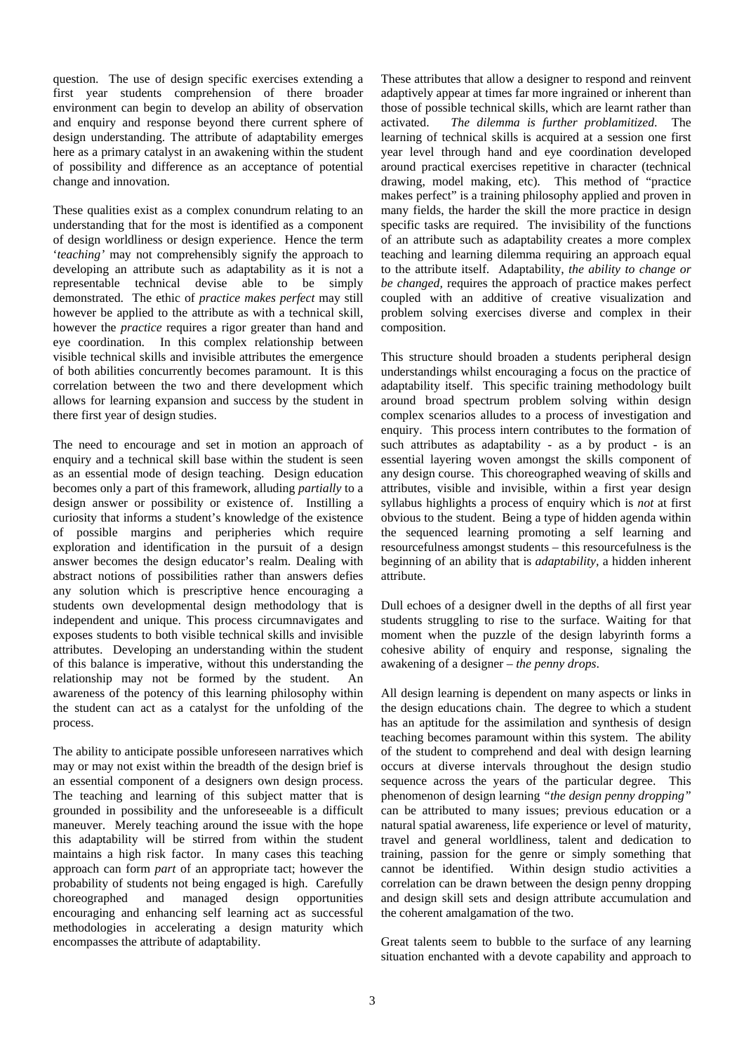question. The use of design specific exercises extending a first year students comprehension of there broader environment can begin to develop an ability of observation and enquiry and response beyond there current sphere of design understanding. The attribute of adaptability emerges here as a primary catalyst in an awakening within the student of possibility and difference as an acceptance of potential change and innovation.

These qualities exist as a complex conundrum relating to an understanding that for the most is identified as a component of design worldliness or design experience. Hence the term '*teaching*' may not comprehensibly signify the approach to developing an attribute such as adaptability as it is not a representable technical devise able to be simply demonstrated. The ethic of *practice makes perfect* may still however be applied to the attribute as with a technical skill, however the *practice* requires a rigor greater than hand and eye coordination. In this complex relationship between visible technical skills and invisible attributes the emergence of both abilities concurrently becomes paramount. It is this correlation between the two and there development which allows for learning expansion and success by the student in there first year of design studies.

The need to encourage and set in motion an approach of enquiry and a technical skill base within the student is seen as an essential mode of design teaching. Design education becomes only a part of this framework, alluding *partially* to a design answer or possibility or existence of. Instilling a curiosity that informs a student's knowledge of the existence of possible margins and peripheries which require exploration and identification in the pursuit of a design answer becomes the design educator's realm. Dealing with abstract notions of possibilities rather than answers defies any solution which is prescriptive hence encouraging a students own developmental design methodology that is independent and unique. This process circumnavigates and exposes students to both visible technical skills and invisible attributes. Developing an understanding within the student of this balance is imperative, without this understanding the relationship may not be formed by the student. An awareness of the potency of this learning philosophy within the student can act as a catalyst for the unfolding of the process.

The ability to anticipate possible unforeseen narratives which may or may not exist within the breadth of the design brief is an essential component of a designers own design process. The teaching and learning of this subject matter that is grounded in possibility and the unforeseeable is a difficult maneuver. Merely teaching around the issue with the hope this adaptability will be stirred from within the student maintains a high risk factor. In many cases this teaching approach can form *part* of an appropriate tact; however the probability of students not being engaged is high. Carefully choreographed and managed design opportunities encouraging and enhancing self learning act as successful methodologies in accelerating a design maturity which encompasses the attribute of adaptability.

These attributes that allow a designer to respond and reinvent adaptively appear at times far more ingrained or inherent than those of possible technical skills, which are learnt rather than activated. *The dilemma is further problamitized.* The learning of technical skills is acquired at a session one first year level through hand and eye coordination developed around practical exercises repetitive in character (technical drawing, model making, etc). This method of "practice makes perfect" is a training philosophy applied and proven in many fields, the harder the skill the more practice in design specific tasks are required. The invisibility of the functions of an attribute such as adaptability creates a more complex teaching and learning dilemma requiring an approach equal to the attribute itself. Adaptability, *the ability to change or be changed*, requires the approach of practice makes perfect coupled with an additive of creative visualization and problem solving exercises diverse and complex in their composition.

This structure should broaden a students peripheral design understandings whilst encouraging a focus on the practice of adaptability itself. This specific training methodology built around broad spectrum problem solving within design complex scenarios alludes to a process of investigation and enquiry. This process intern contributes to the formation of such attributes as adaptability - as a by product - is an essential layering woven amongst the skills component of any design course. This choreographed weaving of skills and attributes, visible and invisible, within a first year design syllabus highlights a process of enquiry which is *not* at first obvious to the student. Being a type of hidden agenda within the sequenced learning promoting a self learning and resourcefulness amongst students – this resourcefulness is the beginning of an ability that is *adaptability*, a hidden inherent attribute.

Dull echoes of a designer dwell in the depths of all first year students struggling to rise to the surface. Waiting for that moment when the puzzle of the design labyrinth forms a cohesive ability of enquiry and response, signaling the awakening of a designer – *the penny drops*.

All design learning is dependent on many aspects or links in the design educations chain. The degree to which a student has an aptitude for the assimilation and synthesis of design teaching becomes paramount within this system. The ability of the student to comprehend and deal with design learning occurs at diverse intervals throughout the design studio sequence across the years of the particular degree. This phenomenon of design learning *"the design penny dropping"* can be attributed to many issues; previous education or a natural spatial awareness, life experience or level of maturity, travel and general worldliness, talent and dedication to training, passion for the genre or simply something that cannot be identified. Within design studio activities a correlation can be drawn between the design penny dropping and design skill sets and design attribute accumulation and the coherent amalgamation of the two.

Great talents seem to bubble to the surface of any learning situation enchanted with a devote capability and approach to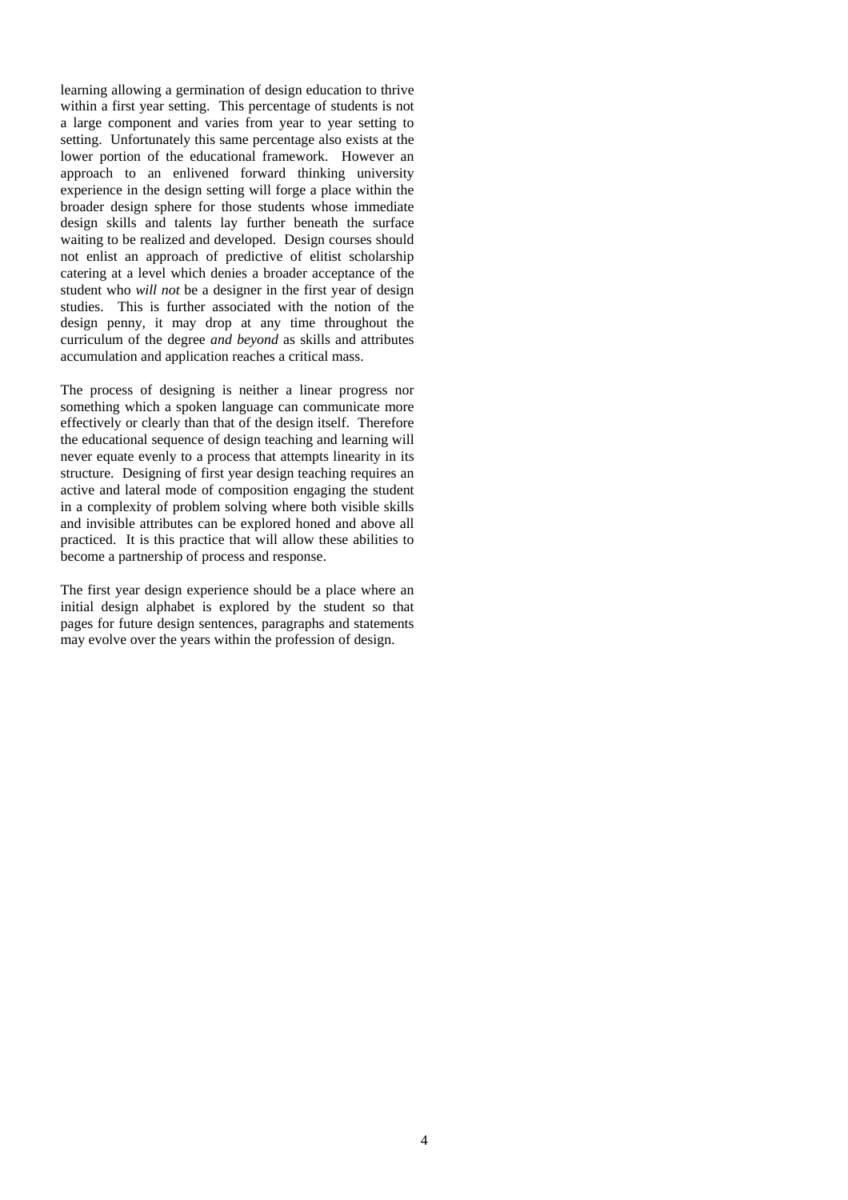learning allowing a germination of design education to thrive within a first year setting. This percentage of students is not a large component and varies from year to year setting to setting. Unfortunately this same percentage also exists at the lower portion of the educational framework. However an approach to an enlivened forward thinking university experience in the design setting will forge a place within the broader design sphere for those students whose immediate design skills and talents lay further beneath the surface waiting to be realized and developed. Design courses should not enlist an approach of predictive of elitist scholarship catering at a level which denies a broader acceptance of the student who *will not* be a designer in the first year of design studies. This is further associated with the notion of the design penny, it may drop at any time throughout the curriculum of the degree *and beyond* as skills and attributes accumulation and application reaches a critical mass.

The process of designing is neither a linear progress nor something which a spoken language can communicate more effectively or clearly than that of the design itself. Therefore the educational sequence of design teaching and learning will never equate evenly to a process that attempts linearity in its structure. Designing of first year design teaching requires an active and lateral mode of composition engaging the student in a complexity of problem solving where both visible skills and invisible attributes can be explored honed and above all practiced. It is this practice that will allow these abilities to become a partnership of process and response.

The first year design experience should be a place where an initial design alphabet is explored by the student so that pages for future design sentences, paragraphs and statements may evolve over the years within the profession of design.